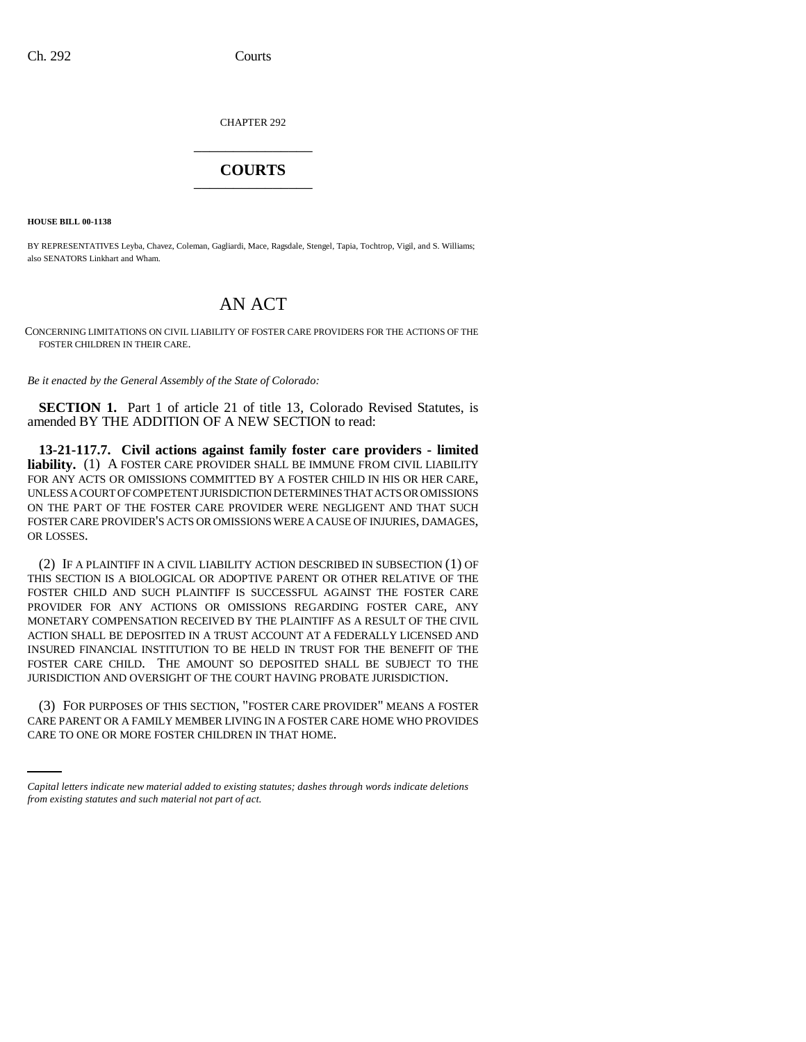CHAPTER 292

# COURTS

**HOUSE BILL 00-1138**

BY REPRESENTATIVES Leyba, Chavez, Coleman, Gagliardi, Mace, Ragsdale, Stengel, Tapia, Tochtrop, Vigil, and S. Williams; also SENATORS Linkhart and Wham.

# AN ACT

CONCERNING LIMITATIONS ON CIVIL LIABILITY OF FOSTER CARE PROVIDERS FOR THE ACTIONS OF THE FOSTER CHILDREN IN THEIR CARE.

*Be it enacted by the General Assembly of the State of Colorado:*

**SECTION 1.** Part 1 of article 21 of title 13, Colorado Revised Statutes, is amended BY THE ADDITION OF A NEW SECTION to read:

**13-21-117.7. Civil actions against family foster care providers - limited liability.** (1) A FOSTER CARE PROVIDER SHALL BE IMMUNE FROM CIVIL LIABILITY FOR ANY ACTS OR OMISSIONS COMMITTED BY A FOSTER CHILD IN HIS OR HER CARE, UNLESS A COURT OF COMPETENT JURISDICTION DETERMINES THAT ACTS OR OMISSIONS ON THE PART OF THE FOSTER CARE PROVIDER WERE NEGLIGENT AND THAT SUCH FOSTER CARE PROVIDER'S ACTS OR OMISSIONS WERE A CAUSE OF INJURIES, DAMAGES, OR LOSSES.

(2) IF A PLAINTIFF IN A CIVIL LIABILITY ACTION DESCRIBED IN SUBSECTION (1) OF THIS SECTION IS A BIOLOGICAL OR ADOPTIVE PARENT OR OTHER RELATIVE OF THE FOSTER CHILD AND SUCH PLAINTIFF IS SUCCESSFUL AGAINST THE FOSTER CARE PROVIDER FOR ANY ACTIONS OR OMISSIONS REGARDING FOSTER CARE, ANY MONETARY COMPENSATION RECEIVED BY THE PLAINTIFF AS A RESULT OF THE CIVIL ACTION SHALL BE DEPOSITED IN A TRUST ACCOUNT AT A FEDERALLY LICENSED AND INSURED FINANCIAL INSTITUTION TO BE HELD IN TRUST FOR THE BENEFIT OF THE FOSTER CARE CHILD. THE AMOUNT SO DEPOSITED SHALL BE SUBJECT TO THE JURISDICTION AND OVERSIGHT OF THE COURT HAVING PROBATE JURISDICTION.

(3) FOR PURPOSES OF THIS SECTION, "FOSTER CARE PROVIDER" MEANS A FOSTER CARE PARENT OR A FAMILY MEMBER LIVING IN A FOSTER CARE HOME WHO PROVIDES CARE TO ONE OR MORE FOSTER CHILDREN IN THAT HOME.

*Capital letters indicate new material added to existing statutes; dashes through words indicate deletions from existing statutes and such material not part of act.*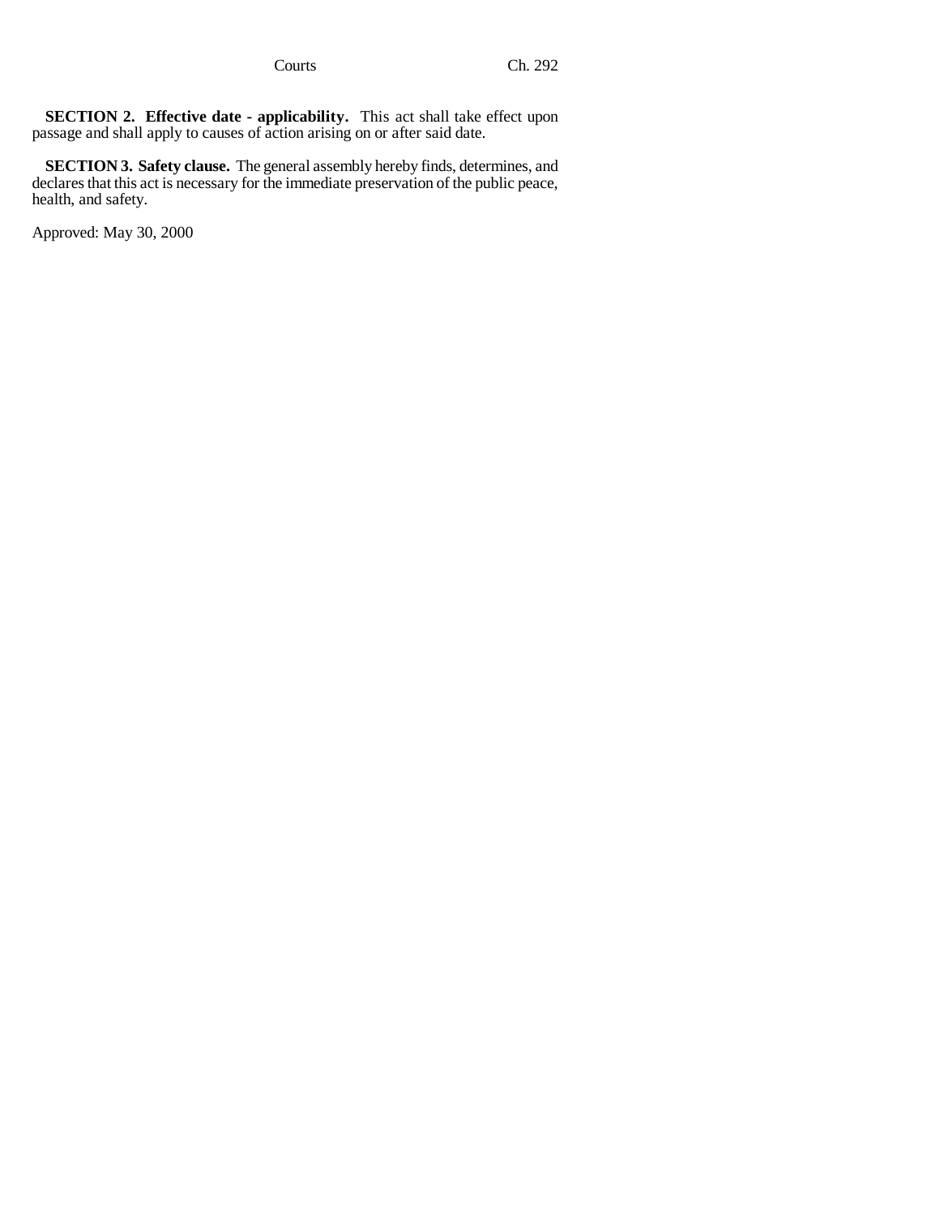**SECTION 2. Effective date - applicability.** This act shall take effect upon passage and shall apply to causes of action arising on or after said date.

**SECTION 3. Safety clause.** The general assembly hereby finds, determines, and declares that this act is necessary for the immediate preservation of the public peace, health, and safety.

Approved: May 30, 2000